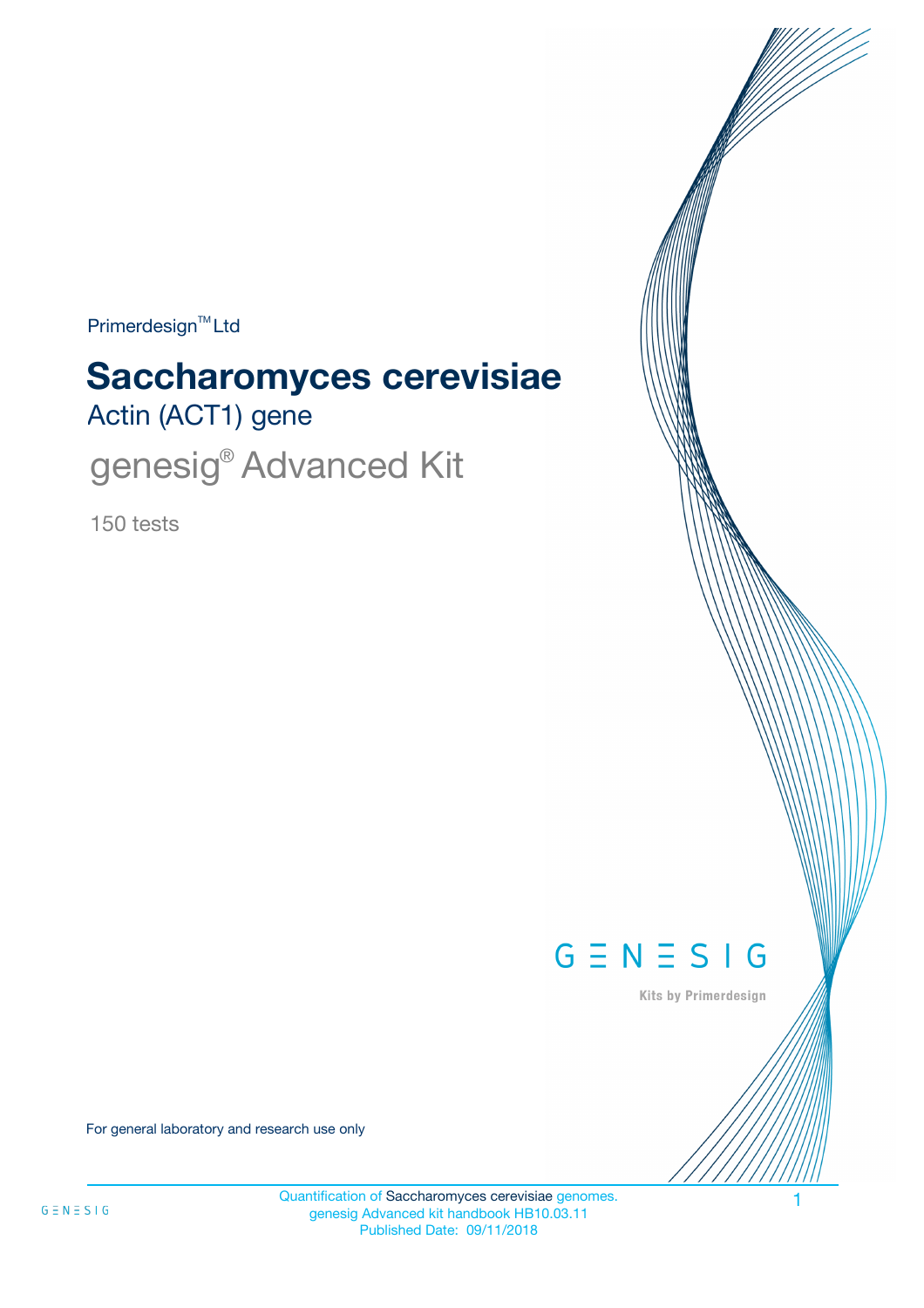Primerdesign™ Ltd

# Saccharomyces cerevisiae

## Actin (ACT1) gene

## genesig® Advanced Kit

150 tests

GENESIG

Kits by Primerdesign

For general laboratory and research use only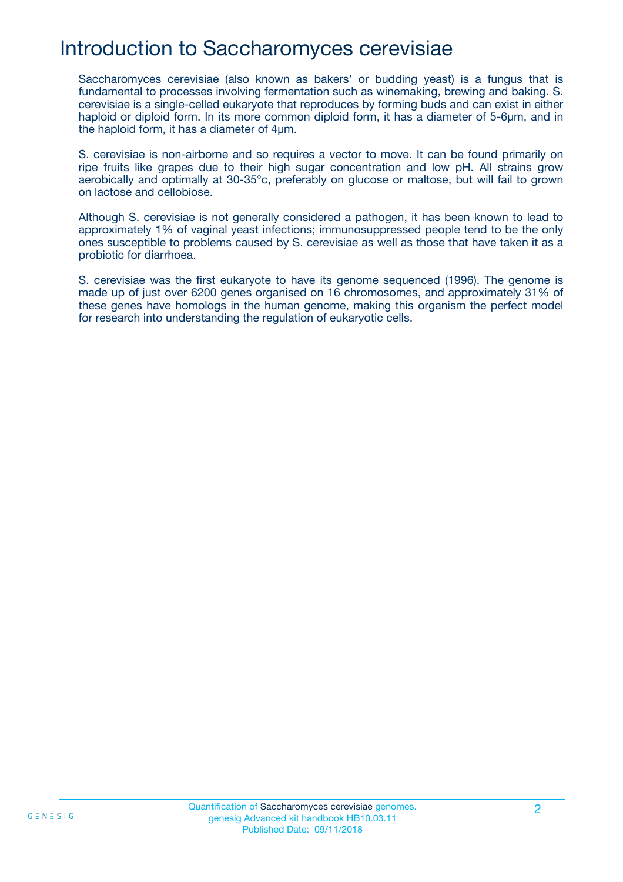# Introduction to Saccharomyces cerevisiae

Saccharomyces cerevisiae (also known as bakers' or budding yeast) is a fungus that is fundamental to processes involving fermentation such as winemaking, brewing and baking. S. cerevisiae is a single-celled eukaryote that reproduces by forming buds and can exist in either haploid or diploid form. In its more common diploid form, it has a diameter of 5-6μm, and in the haploid form, it has a diameter of 4μm.

S. cerevisiae is non-airborne and so requires a vector to move. It can be found primarily on ripe fruits like grapes due to their high sugar concentration and low pH. All strains grow aerobically and optimally at 30-35°c, preferably on glucose or maltose, but will fail to grown on lactose and cellobiose.

Although S. cerevisiae is not generally considered a pathogen, it has been known to lead to approximately 1% of vaginal yeast infections; immunosuppressed people tend to be the only ones susceptible to problems caused by S. cerevisiae as well as those that have taken it as a probiotic for diarrhoea.

S. cerevisiae was the first eukaryote to have its genome sequenced (1996). The genome is made up of just over 6200 genes organised on 16 chromosomes, and approximately 31% of these genes have homologs in the human genome, making this organism the perfect model for research into understanding the regulation of eukaryotic cells.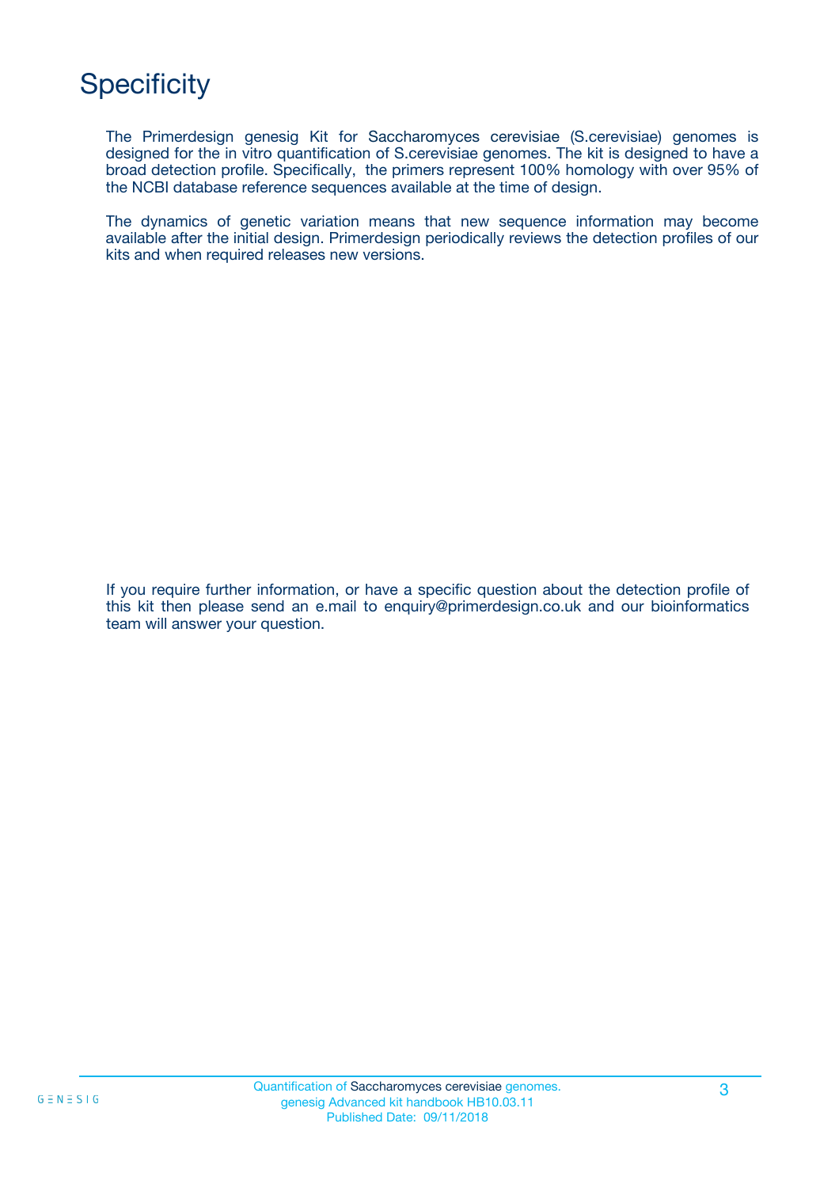# Specificity

The Primerdesign genesig Kit for Saccharomyces cerevisiae (S.cerevisiae) genomes is designed for the in vitro quantification of S.cerevisiae genomes. The kit is designed to have a broad detection profile. Specifically, the primers represent 100% homology with over 95% of the NCBI database reference sequences available at the time of design.

The dynamics of genetic variation means that new sequence information may become available after the initial design. Primerdesign periodically reviews the detection profiles of our kits and when required releases new versions.

If you require further information, or have a specific question about the detection profile of this kit then please send an e.mail to enquiry@primerdesign.co.uk and our bioinformatics team will answer your question.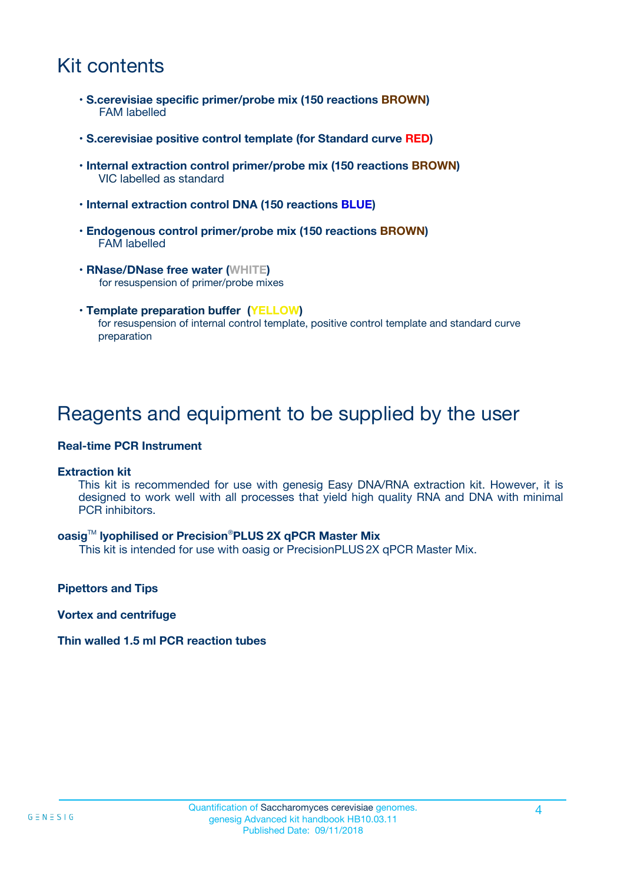# Kit contents

- **S.cerevisiae specific primer/probe mix (150 reactions BROWN)**
  FAM labelled

- **S.cerevisiae positive control template (for Standard curve RED)**

- **Internal extraction control primer/probe mix (150 reactions BROWN)**
  VIC labelled as standard

- **Internal extraction control DNA (150 reactions BLUE)**

- **Endogenous control primer/probe mix (150 reactions BROWN)**
  FAM labelled

- **RNase/DNase free water (WHITE)**
  for resuspension of primer/probe mixes

- **Template preparation buffer (YELLOW)**
  for resuspension of internal control template, positive control template and standard curve preparation

# Reagents and equipment to be supplied by the user

**Real-time PCR Instrument**

**Extraction kit**

This kit is recommended for use with genesig Easy DNA/RNA extraction kit. However, it is designed to work well with all processes that yield high quality RNA and DNA with minimal PCR inhibitors.

**oasig™ lyophilised or Precision®PLUS 2X qPCR Master Mix**

This kit is intended for use with oasig or PrecisionPLUS 2X qPCR Master Mix.

**Pipettors and Tips**

**Vortex and centrifuge**

**Thin walled 1.5 ml PCR reaction tubes**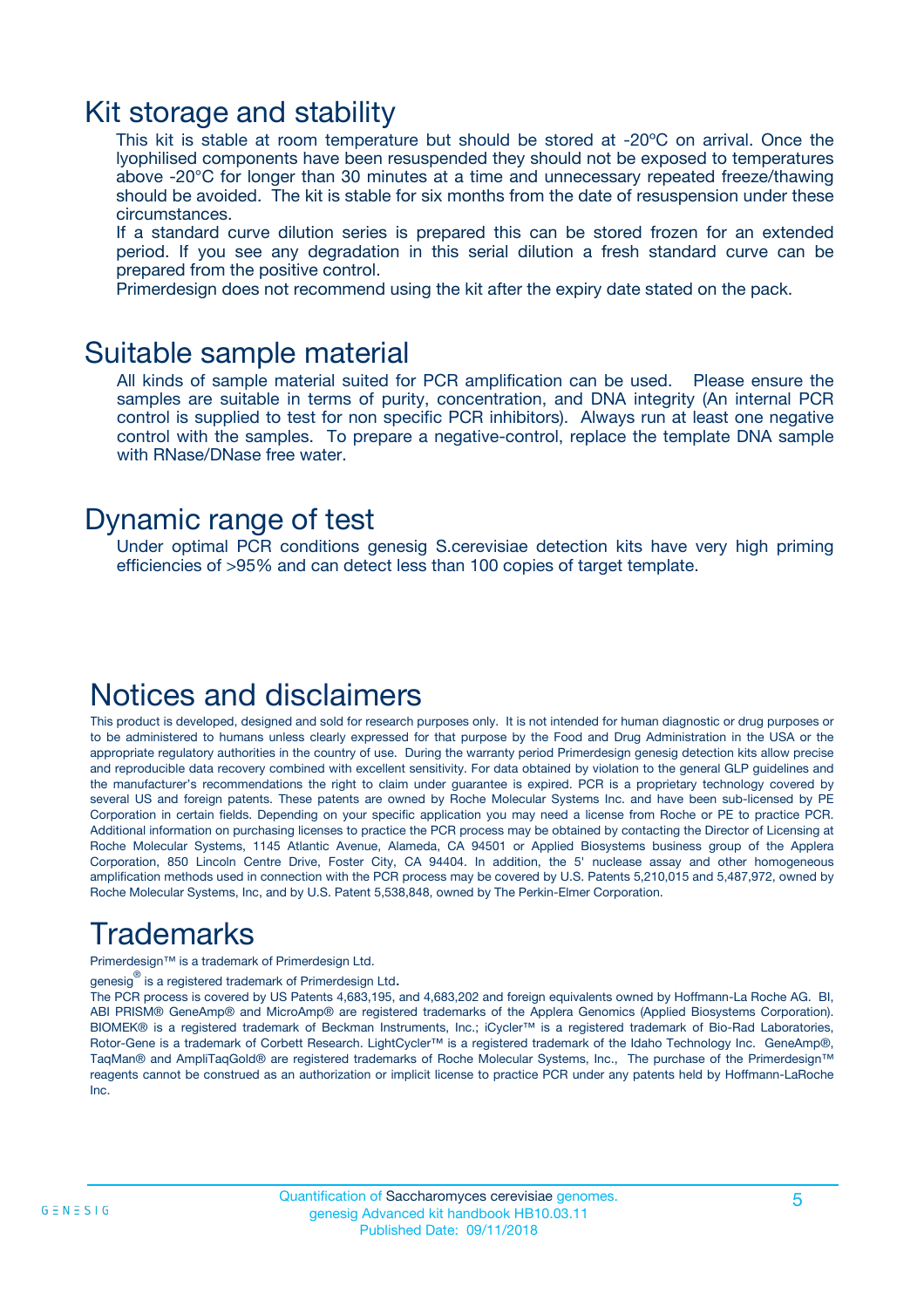## Kit storage and stability

This kit is stable at room temperature but should be stored at -20ºC on arrival. Once the lyophilised components have been resuspended they should not be exposed to temperatures above -20°C for longer than 30 minutes at a time and unnecessary repeated freeze/thawing should be avoided. The kit is stable for six months from the date of resuspension under these circumstances.

If a standard curve dilution series is prepared this can be stored frozen for an extended period. If you see any degradation in this serial dilution a fresh standard curve can be prepared from the positive control.

Primerdesign does not recommend using the kit after the expiry date stated on the pack.

## Suitable sample material

All kinds of sample material suited for PCR amplification can be used. Please ensure the samples are suitable in terms of purity, concentration, and DNA integrity (An internal PCR control is supplied to test for non specific PCR inhibitors). Always run at least one negative control with the samples. To prepare a negative-control, replace the template DNA sample with RNase/DNase free water.

## Dynamic range of test

Under optimal PCR conditions genesig S.cerevisiae detection kits have very high priming efficiencies of >95% and can detect less than 100 copies of target template.

## Notices and disclaimers

This product is developed, designed and sold for research purposes only. It is not intended for human diagnostic or drug purposes or to be administered to humans unless clearly expressed for that purpose by the Food and Drug Administration in the USA or the appropriate regulatory authorities in the country of use. During the warranty period Primerdesign genesig detection kits allow precise and reproducible data recovery combined with excellent sensitivity. For data obtained by violation to the general GLP guidelines and the manufacturer's recommendations the right to claim under guarantee is expired. PCR is a proprietary technology covered by several US and foreign patents. These patents are owned by Roche Molecular Systems Inc. and have been sub-licensed by PE Corporation in certain fields. Depending on your specific application you may need a license from Roche or PE to practice PCR. Additional information on purchasing licenses to practice the PCR process may be obtained by contacting the Director of Licensing at Roche Molecular Systems, 1145 Atlantic Avenue, Alameda, CA 94501 or Applied Biosystems business group of the Applera Corporation, 850 Lincoln Centre Drive, Foster City, CA 94404. In addition, the 5' nuclease assay and other homogeneous amplification methods used in connection with the PCR process may be covered by U.S. Patents 5,210,015 and 5,487,972, owned by Roche Molecular Systems, Inc, and by U.S. Patent 5,538,848, owned by The Perkin-Elmer Corporation.

## Trademarks

Primerdesign™ is a trademark of Primerdesign Ltd.

genesig® is a registered trademark of Primerdesign Ltd.

The PCR process is covered by US Patents 4,683,195, and 4,683,202 and foreign equivalents owned by Hoffmann-La Roche AG. BI, ABI PRISM® GeneAmp® and MicroAmp® are registered trademarks of the Applera Genomics (Applied Biosystems Corporation). BIOMEK® is a registered trademark of Beckman Instruments, Inc.; iCycler™ is a registered trademark of Bio-Rad Laboratories, Rotor-Gene is a trademark of Corbett Research. LightCycler™ is a registered trademark of the Idaho Technology Inc. GeneAmp®, TaqMan® and AmpliTaqGold® are registered trademarks of Roche Molecular Systems, Inc., The purchase of the Primerdesign™ reagents cannot be construed as an authorization or implicit license to practice PCR under any patents held by Hoffmann-LaRoche Inc.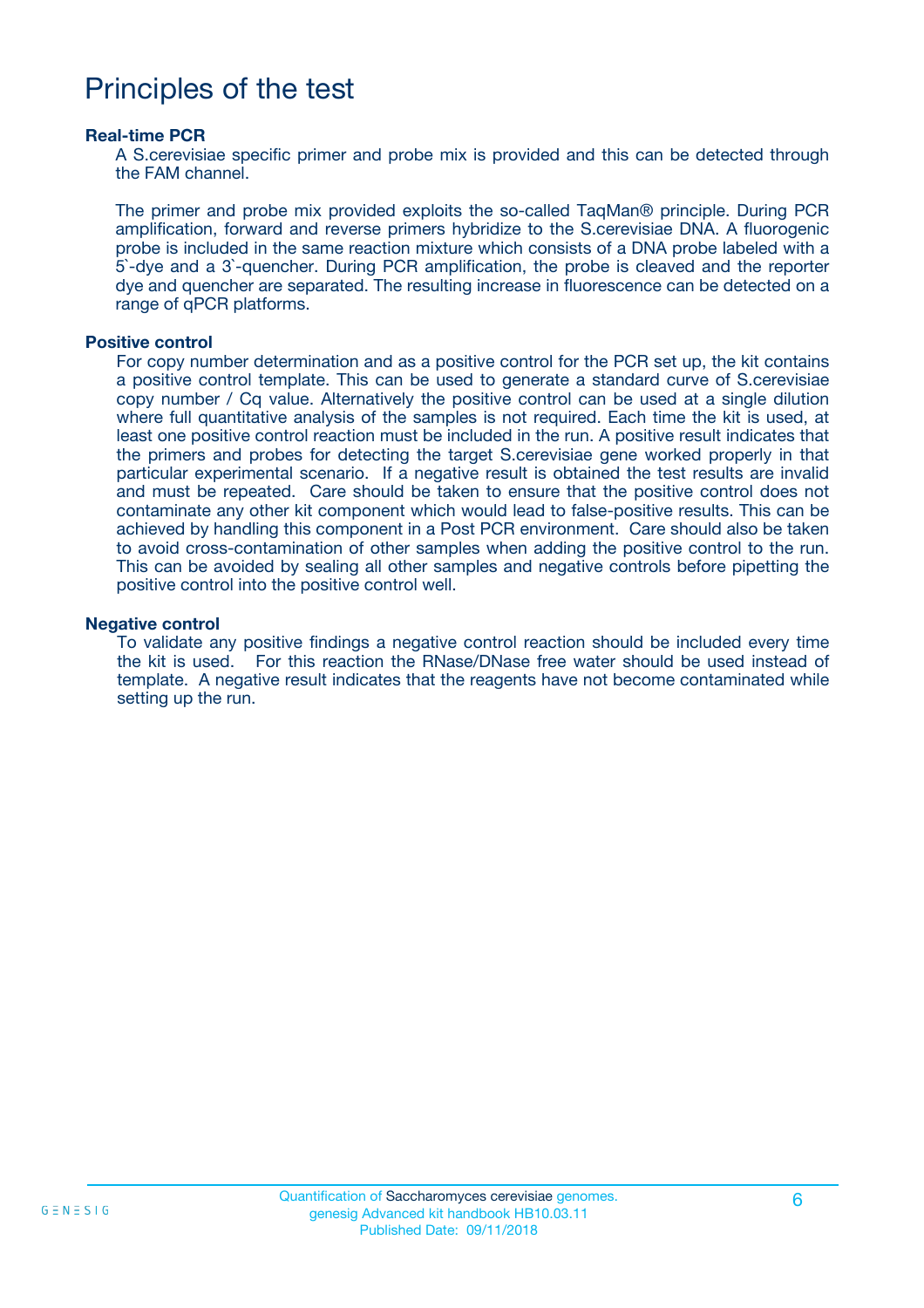# Principles of the test

### Real-time PCR

A S.cerevisiae specific primer and probe mix is provided and this can be detected through the FAM channel.

The primer and probe mix provided exploits the so-called TaqMan® principle. During PCR amplification, forward and reverse primers hybridize to the S.cerevisiae DNA. A fluorogenic probe is included in the same reaction mixture which consists of a DNA probe labeled with a 5`-dye and a 3`-quencher. During PCR amplification, the probe is cleaved and the reporter dye and quencher are separated. The resulting increase in fluorescence can be detected on a range of qPCR platforms.

### Positive control

For copy number determination and as a positive control for the PCR set up, the kit contains a positive control template. This can be used to generate a standard curve of S.cerevisiae copy number / Cq value. Alternatively the positive control can be used at a single dilution where full quantitative analysis of the samples is not required. Each time the kit is used, at least one positive control reaction must be included in the run. A positive result indicates that the primers and probes for detecting the target S.cerevisiae gene worked properly in that particular experimental scenario. If a negative result is obtained the test results are invalid and must be repeated. Care should be taken to ensure that the positive control does not contaminate any other kit component which would lead to false-positive results. This can be achieved by handling this component in a Post PCR environment. Care should also be taken to avoid cross-contamination of other samples when adding the positive control to the run. This can be avoided by sealing all other samples and negative controls before pipetting the positive control into the positive control well.

### Negative control

To validate any positive findings a negative control reaction should be included every time the kit is used. For this reaction the RNase/DNase free water should be used instead of template. A negative result indicates that the reagents have not become contaminated while setting up the run.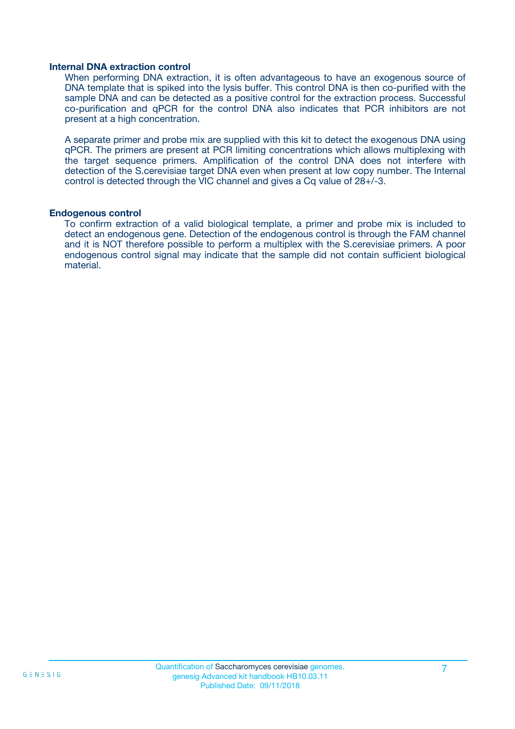### Internal DNA extraction control

When performing DNA extraction, it is often advantageous to have an exogenous source of DNA template that is spiked into the lysis buffer. This control DNA is then co-purified with the sample DNA and can be detected as a positive control for the extraction process. Successful co-purification and qPCR for the control DNA also indicates that PCR inhibitors are not present at a high concentration.

A separate primer and probe mix are supplied with this kit to detect the exogenous DNA using qPCR. The primers are present at PCR limiting concentrations which allows multiplexing with the target sequence primers. Amplification of the control DNA does not interfere with detection of the S.cerevisiae target DNA even when present at low copy number. The Internal control is detected through the VIC channel and gives a Cq value of 28+/-3.

### Endogenous control

To confirm extraction of a valid biological template, a primer and probe mix is included to detect an endogenous gene. Detection of the endogenous control is through the FAM channel and it is NOT therefore possible to perform a multiplex with the S.cerevisiae primers. A poor endogenous control signal may indicate that the sample did not contain sufficient biological material.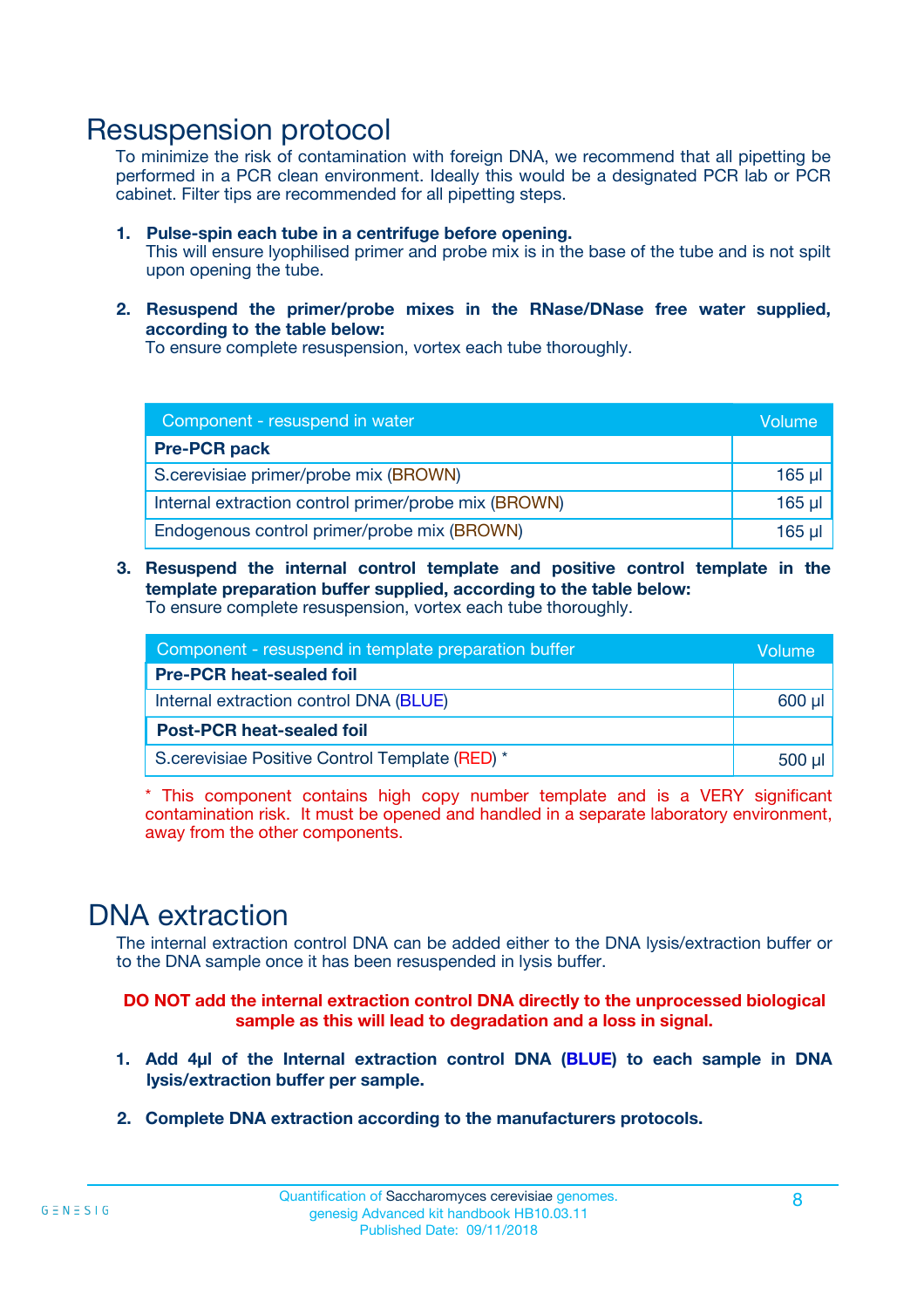# Resuspension protocol

To minimize the risk of contamination with foreign DNA, we recommend that all pipetting be performed in a PCR clean environment. Ideally this would be a designated PCR lab or PCR cabinet. Filter tips are recommended for all pipetting steps.

1. **Pulse-spin each tube in a centrifuge before opening.**
   This will ensure lyophilised primer and probe mix is in the base of the tube and is not spilt upon opening the tube.

2. **Resuspend the primer/probe mixes in the RNase/DNase free water supplied, according to the table below:**
   To ensure complete resuspension, vortex each tube thoroughly.

| Component - resuspend in water | Volume |
|---|---|
| **Pre-PCR pack** | |
| S.cerevisiae primer/probe mix (BROWN) | 165 µl |
| Internal extraction control primer/probe mix (BROWN) | 165 µl |
| Endogenous control primer/probe mix (BROWN) | 165 µl |

3. **Resuspend the internal control template and positive control template in the template preparation buffer supplied, according to the table below:**
   To ensure complete resuspension, vortex each tube thoroughly.

| Component - resuspend in template preparation buffer | Volume |
|---|---|
| **Pre-PCR heat-sealed foil** | |
| Internal extraction control DNA (BLUE) | 600 µl |
| **Post-PCR heat-sealed foil** | |
| S.cerevisiae Positive Control Template (RED) * | 500 µl |

* This component contains high copy number template and is a VERY significant contamination risk. It must be opened and handled in a separate laboratory environment, away from the other components.

# DNA extraction

The internal extraction control DNA can be added either to the DNA lysis/extraction buffer or to the DNA sample once it has been resuspended in lysis buffer.

**DO NOT add the internal extraction control DNA directly to the unprocessed biological sample as this will lead to degradation and a loss in signal.**

1. **Add 4µl of the Internal extraction control DNA (BLUE) to each sample in DNA lysis/extraction buffer per sample.**

2. **Complete DNA extraction according to the manufacturers protocols.**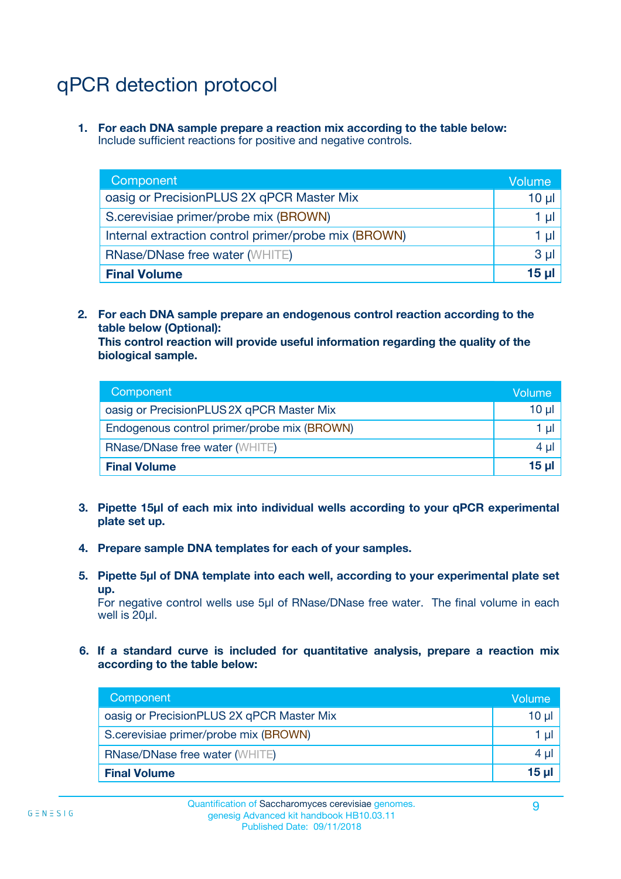# qPCR detection protocol

1. **For each DNA sample prepare a reaction mix according to the table below:**
   Include sufficient reactions for positive and negative controls.

| Component | Volume |
|---|---|
| oasig or PrecisionPLUS 2X qPCR Master Mix | 10 µl |
| S.cerevisiae primer/probe mix (BROWN) | 1 µl |
| Internal extraction control primer/probe mix (BROWN) | 1 µl |
| RNase/DNase free water (WHITE) | 3 µl |
| **Final Volume** | **15 µl** |

2. **For each DNA sample prepare an endogenous control reaction according to the table below (Optional):**
   **This control reaction will provide useful information regarding the quality of the biological sample.**

| Component | Volume |
|---|---|
| oasig or PrecisionPLUS 2X qPCR Master Mix | 10 µl |
| Endogenous control primer/probe mix (BROWN) | 1 µl |
| RNase/DNase free water (WHITE) | 4 µl |
| **Final Volume** | **15 µl** |

3. **Pipette 15µl of each mix into individual wells according to your qPCR experimental plate set up.**

4. **Prepare sample DNA templates for each of your samples.**

5. **Pipette 5µl of DNA template into each well, according to your experimental plate set up.**
   For negative control wells use 5µl of RNase/DNase free water. The final volume in each well is 20µl.

6. **If a standard curve is included for quantitative analysis, prepare a reaction mix according to the table below:**

| Component | Volume |
|---|---|
| oasig or PrecisionPLUS 2X qPCR Master Mix | 10 µl |
| S.cerevisiae primer/probe mix (BROWN) | 1 µl |
| RNase/DNase free water (WHITE) | 4 µl |
| **Final Volume** | **15 µl** |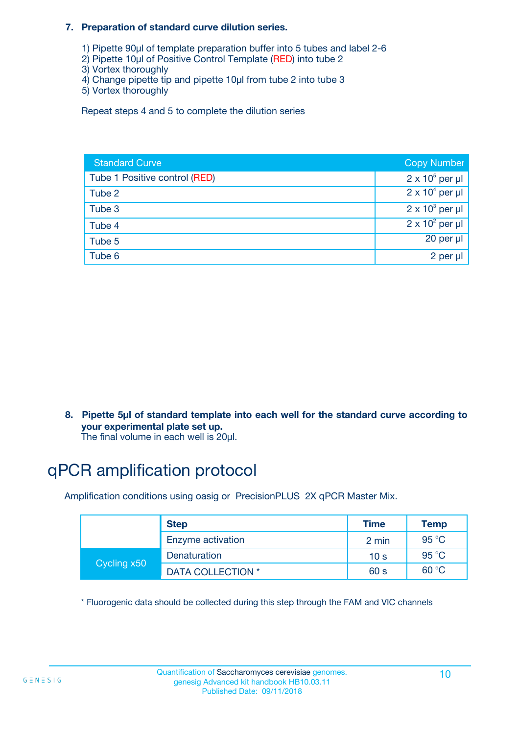**7. Preparation of standard curve dilution series.**

1) Pipette 90µl of template preparation buffer into 5 tubes and label 2-6
2) Pipette 10µl of Positive Control Template (RED) into tube 2
3) Vortex thoroughly
4) Change pipette tip and pipette 10µl from tube 2 into tube 3
5) Vortex thoroughly

Repeat steps 4 and 5 to complete the dilution series

| Standard Curve | Copy Number |
|---|---|
| Tube 1 Positive control (RED) | $2 \times 10^5$ per µl |
| Tube 2 | $2 \times 10^4$ per µl |
| Tube 3 | $2 \times 10^3$ per µl |
| Tube 4 | $2 \times 10^2$ per µl |
| Tube 5 | 20 per µl |
| Tube 6 | 2 per µl |

**8. Pipette 5µl of standard template into each well for the standard curve according to your experimental plate set up.**
The final volume in each well is 20µl.

# qPCR amplification protocol

Amplification conditions using oasig or PrecisionPLUS 2X qPCR Master Mix.

| | Step | Time | Temp |
|---|---|---|---|
| | Enzyme activation | 2 min | 95 °C |
| Cycling x50 | Denaturation | 10 s | 95 °C |
| | DATA COLLECTION * | 60 s | 60 °C |

* Fluorogenic data should be collected during this step through the FAM and VIC channels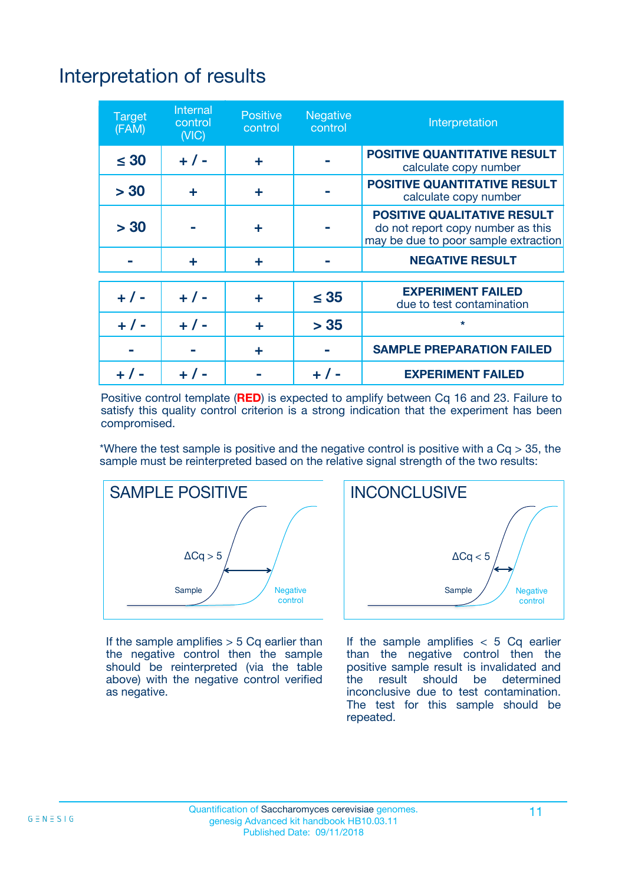# Interpretation of results

| Target (FAM) | Internal control (VIC) | Positive control | Negative control | Interpretation |
|---|---|---|---|---|
| ≤ 30 | + / - | + | - | **POSITIVE QUANTITATIVE RESULT** calculate copy number |
| > 30 | + | + | - | **POSITIVE QUANTITATIVE RESULT** calculate copy number |
| > 30 | - | + | - | **POSITIVE QUALITATIVE RESULT** do not report copy number as this may be due to poor sample extraction |
| - | + | + | - | **NEGATIVE RESULT** |
| + / - | + / - | + | ≤ 35 | **EXPERIMENT FAILED** due to test contamination |
| + / - | + / - | + | > 35 | * |
| - | - | + | - | **SAMPLE PREPARATION FAILED** |
| + / - | + / - | - | + / - | **EXPERIMENT FAILED** |

Positive control template (**RED**) is expected to amplify between Cq 16 and 23. Failure to satisfy this quality control criterion is a strong indication that the experiment has been compromised.

*Where the test sample is positive and the negative control is positive with a Cq > 35, the sample must be reinterpreted based on the relative signal strength of the two results:

**SAMPLE POSITIVE**

ΔCq > 5

Sample

Negative control

If the sample amplifies > 5 Cq earlier than the negative control then the sample should be reinterpreted (via the table above) with the negative control verified as negative.

**INCONCLUSIVE**

ΔCq < 5

Sample

Negative control

If the sample amplifies < 5 Cq earlier than the negative control then the positive sample result is invalidated and the result should be determined inconclusive due to test contamination. The test for this sample should be repeated.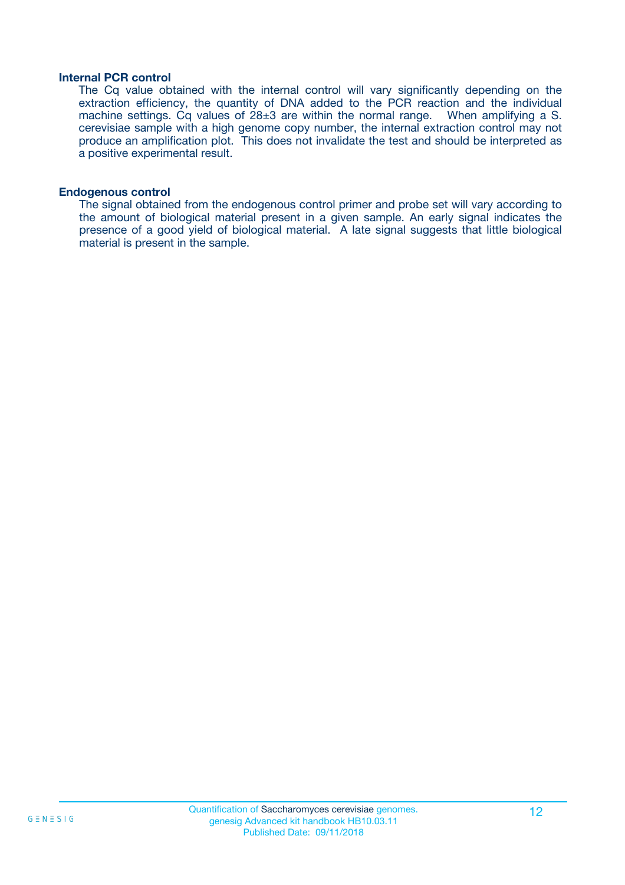**Internal PCR control**

The Cq value obtained with the internal control will vary significantly depending on the extraction efficiency, the quantity of DNA added to the PCR reaction and the individual machine settings. Cq values of 28±3 are within the normal range. When amplifying a S. cerevisiae sample with a high genome copy number, the internal extraction control may not produce an amplification plot. This does not invalidate the test and should be interpreted as a positive experimental result.

**Endogenous control**

The signal obtained from the endogenous control primer and probe set will vary according to the amount of biological material present in a given sample. An early signal indicates the presence of a good yield of biological material. A late signal suggests that little biological material is present in the sample.